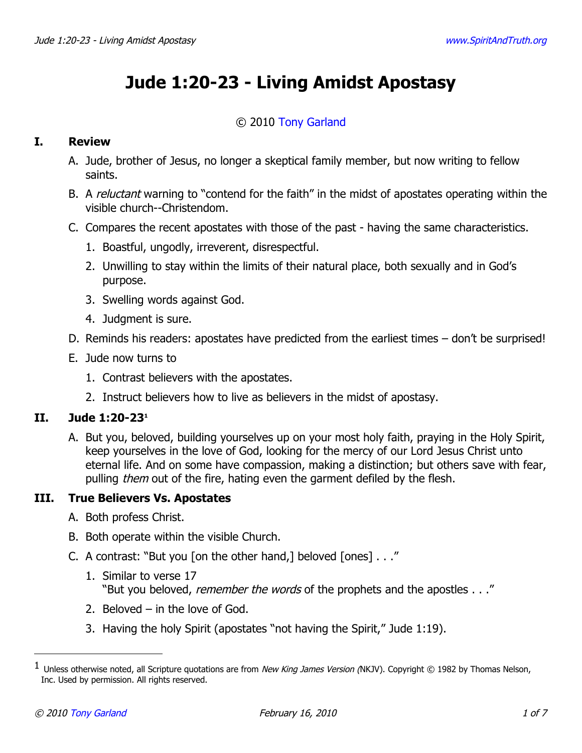# Jude 1:20-23 - Living Amidst Apostasy

© 2010 Tony Garland

## I. Review

A. Jude, brother of Jesus, no longer a skeptical family member, but now writing to fellow saints.

B. A *reluctant* warning to "contend for the faith" in the midst of apostates operating within the visible church--Christendom.

C. Compares the recent apostates with those of the past - having the same characteristics.

   1. Boastful, ungodly, irreverent, disrespectful.
   2. Unwilling to stay within the limits of their natural place, both sexually and in God's purpose.
   3. Swelling words against God.
   4. Judgment is sure.

D. Reminds his readers: apostates have predicted from the earliest times – don't be surprised!

E. Jude now turns to

   1. Contrast believers with the apostates.
   2. Instruct believers how to live as believers in the midst of apostasy.

## II. Jude 1:20-23[1]

A. But you, beloved, building yourselves up on your most holy faith, praying in the Holy Spirit, keep yourselves in the love of God, looking for the mercy of our Lord Jesus Christ unto eternal life. And on some have compassion, making a distinction; but others save with fear, pulling *them* out of the fire, hating even the garment defiled by the flesh.

## III. True Believers Vs. Apostates

A. Both profess Christ.

B. Both operate within the visible Church.

C. A contrast: "But you [on the other hand,] beloved [ones] . . ."

   1. Similar to verse 17
      "But you beloved, *remember the words* of the prophets and the apostles . . ."
   2. Beloved – in the love of God.
   3. Having the holy Spirit (apostates "not having the Spirit," Jude 1:19).

---

[1] Unless otherwise noted, all Scripture quotations are from *New King James Version* (NKJV). Copyright © 1982 by Thomas Nelson, Inc. Used by permission. All rights reserved.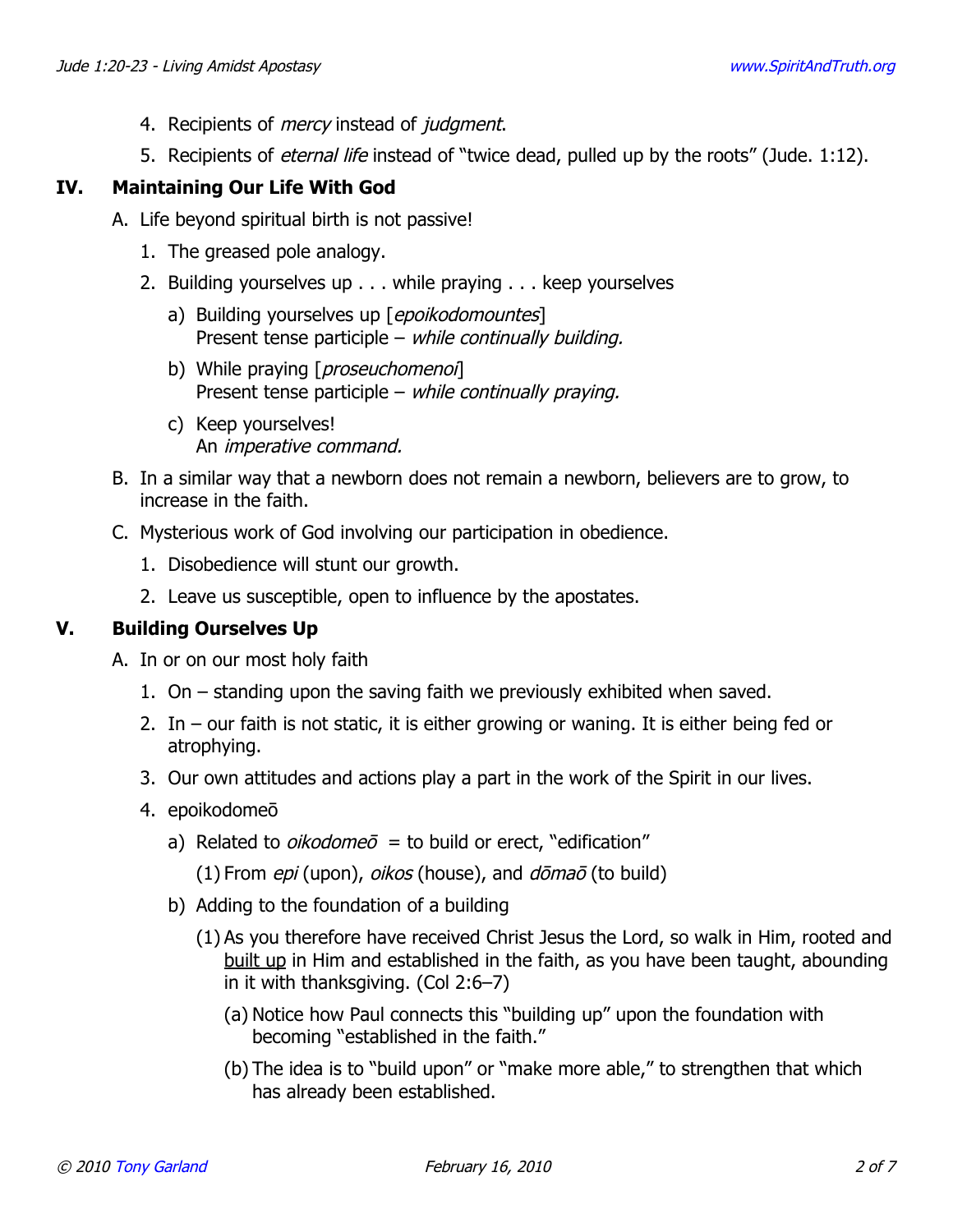4. Recipients of *mercy* instead of *judgment*.
5. Recipients of *eternal life* instead of "twice dead, pulled up by the roots" (Jude. 1:12).

## IV. Maintaining Our Life With God

A. Life beyond spiritual birth is not passive!

1. The greased pole analogy.
2. Building yourselves up . . . while praying . . . keep yourselves
   - a) Building yourselves up [*epoikodomountes*]
     Present tense participle – *while continually building.*
   - b) While praying [*proseuchomenoi*]
     Present tense participle – *while continually praying.*
   - c) Keep yourselves!
     An *imperative command.*

B. In a similar way that a newborn does not remain a newborn, believers are to grow, to increase in the faith.

C. Mysterious work of God involving our participation in obedience.

1. Disobedience will stunt our growth.
2. Leave us susceptible, open to influence by the apostates.

## V. Building Ourselves Up

A. In or on our most holy faith

1. On – standing upon the saving faith we previously exhibited when saved.
2. In – our faith is not static, it is either growing or waning. It is either being fed or atrophying.
3. Our own attitudes and actions play a part in the work of the Spirit in our lives.
4. epoikodomeō
   - a) Related to *oikodomeō* = to build or erect, "edification"
     - (1) From *epi* (upon), *oikos* (house), and *dōmaō* (to build)
   - b) Adding to the foundation of a building
     - (1) As you therefore have received Christ Jesus the Lord, so walk in Him, rooted and built up in Him and established in the faith, as you have been taught, abounding in it with thanksgiving. (Col 2:6–7)
       - (a) Notice how Paul connects this "building up" upon the foundation with becoming "established in the faith."
       - (b) The idea is to "build upon" or "make more able," to strengthen that which has already been established.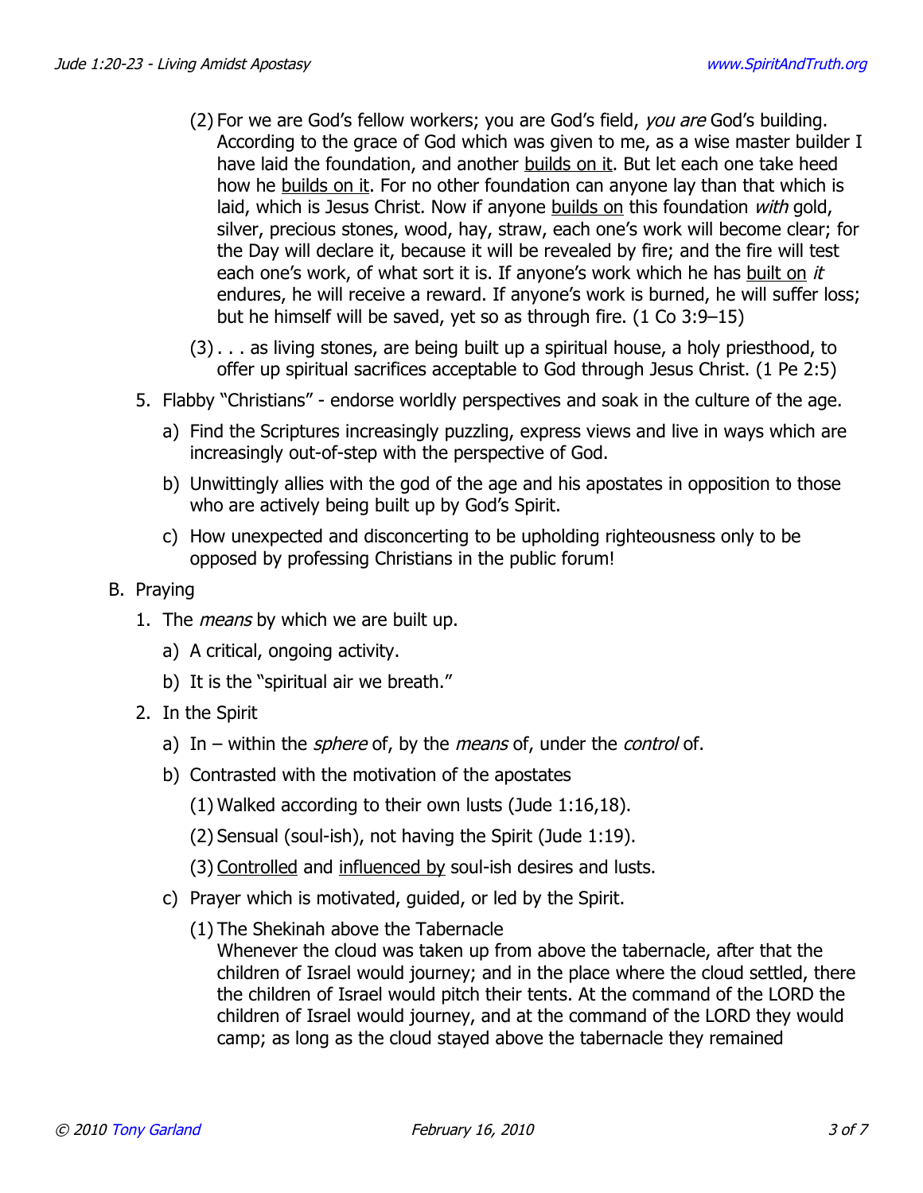(2) For we are God's fellow workers; you are God's field, *you are* God's building. According to the grace of God which was given to me, as a wise master builder I have laid the foundation, and another <u>builds on it</u>. But let each one take heed how he <u>builds on it</u>. For no other foundation can anyone lay than that which is laid, which is Jesus Christ. Now if anyone <u>builds on</u> this foundation *with* gold, silver, precious stones, wood, hay, straw, each one's work will become clear; for the Day will declare it, because it will be revealed by fire; and the fire will test each one's work, of what sort it is. If anyone's work which he has <u>built on</u> *it* endures, he will receive a reward. If anyone's work is burned, he will suffer loss; but he himself will be saved, yet so as through fire. (1 Co 3:9–15)

(3) . . . as living stones, are being built up a spiritual house, a holy priesthood, to offer up spiritual sacrifices acceptable to God through Jesus Christ. (1 Pe 2:5)

5. Flabby "Christians" - endorse worldly perspectives and soak in the culture of the age.
   a) Find the Scriptures increasingly puzzling, express views and live in ways which are increasingly out-of-step with the perspective of God.
   b) Unwittingly allies with the god of the age and his apostates in opposition to those who are actively being built up by God's Spirit.
   c) How unexpected and disconcerting to be upholding righteousness only to be opposed by professing Christians in the public forum!

B. Praying

1. The *means* by which we are built up.
   a) A critical, ongoing activity.
   b) It is the "spiritual air we breath."
2. In the Spirit
   a) In – within the *sphere* of, by the *means* of, under the *control* of.
   b) Contrasted with the motivation of the apostates
      (1) Walked according to their own lusts (Jude 1:16,18).
      (2) Sensual (soul-ish), not having the Spirit (Jude 1:19).
      (3) <u>Controlled</u> and <u>influenced by</u> soul-ish desires and lusts.
   c) Prayer which is motivated, guided, or led by the Spirit.
      (1) The Shekinah above the Tabernacle
      Whenever the cloud was taken up from above the tabernacle, after that the children of Israel would journey; and in the place where the cloud settled, there the children of Israel would pitch their tents. At the command of the LORD the children of Israel would journey, and at the command of the LORD they would camp; as long as the cloud stayed above the tabernacle they remained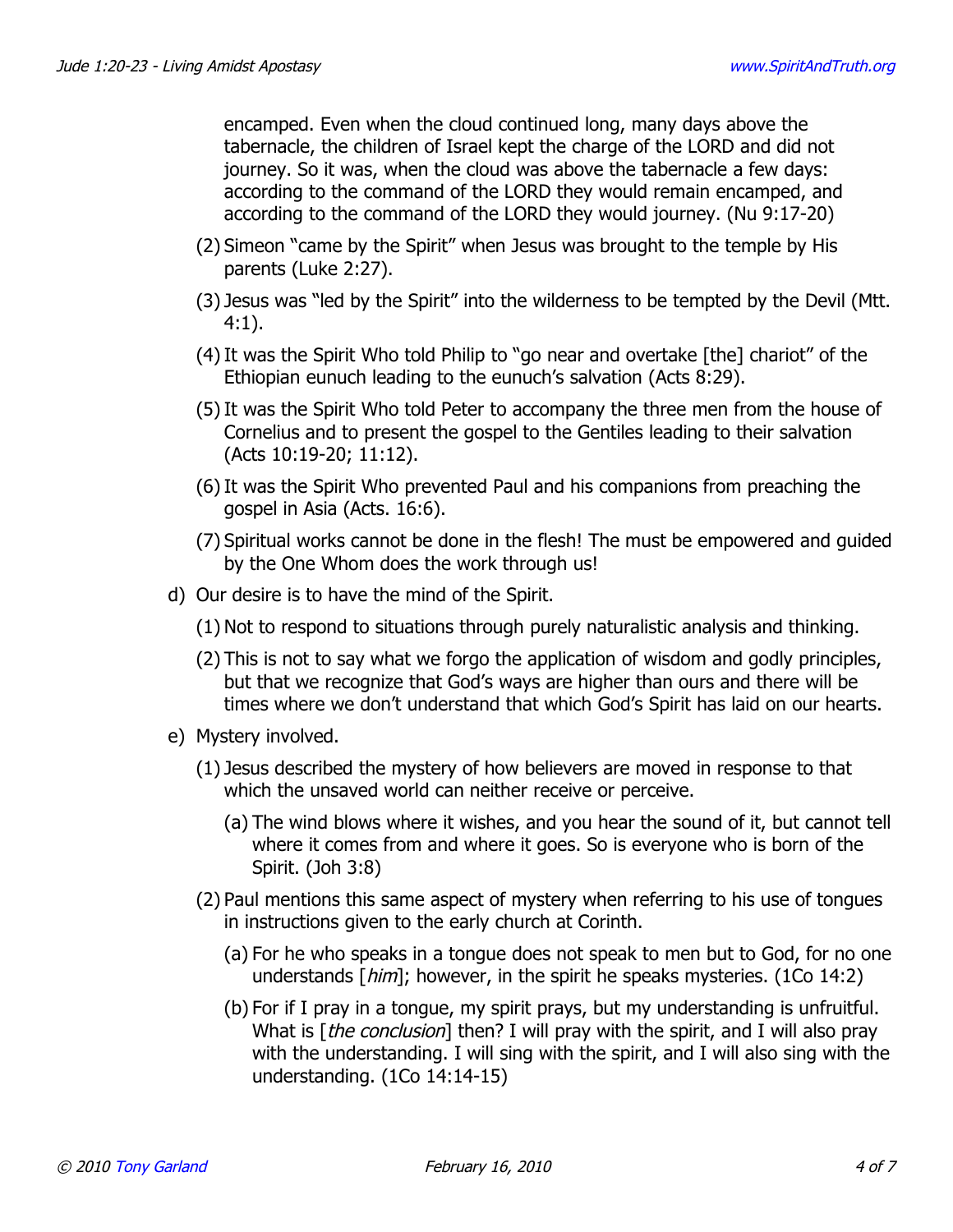encamped. Even when the cloud continued long, many days above the tabernacle, the children of Israel kept the charge of the LORD and did not journey. So it was, when the cloud was above the tabernacle a few days: according to the command of the LORD they would remain encamped, and according to the command of the LORD they would journey. (Nu 9:17-20)

(2) Simeon "came by the Spirit" when Jesus was brought to the temple by His parents (Luke 2:27).

(3) Jesus was "led by the Spirit" into the wilderness to be tempted by the Devil (Mtt. 4:1).

(4) It was the Spirit Who told Philip to "go near and overtake [the] chariot" of the Ethiopian eunuch leading to the eunuch's salvation (Acts 8:29).

(5) It was the Spirit Who told Peter to accompany the three men from the house of Cornelius and to present the gospel to the Gentiles leading to their salvation (Acts 10:19-20; 11:12).

(6) It was the Spirit Who prevented Paul and his companions from preaching the gospel in Asia (Acts. 16:6).

(7) Spiritual works cannot be done in the flesh! The must be empowered and guided by the One Whom does the work through us!

d) Our desire is to have the mind of the Spirit.

(1) Not to respond to situations through purely naturalistic analysis and thinking.

(2) This is not to say what we forgo the application of wisdom and godly principles, but that we recognize that God's ways are higher than ours and there will be times where we don't understand that which God's Spirit has laid on our hearts.

e) Mystery involved.

(1) Jesus described the mystery of how believers are moved in response to that which the unsaved world can neither receive or perceive.

(a) The wind blows where it wishes, and you hear the sound of it, but cannot tell where it comes from and where it goes. So is everyone who is born of the Spirit. (Joh 3:8)

(2) Paul mentions this same aspect of mystery when referring to his use of tongues in instructions given to the early church at Corinth.

(a) For he who speaks in a tongue does not speak to men but to God, for no one understands [*him*]; however, in the spirit he speaks mysteries. (1Co 14:2)

(b) For if I pray in a tongue, my spirit prays, but my understanding is unfruitful. What is [*the conclusion*] then? I will pray with the spirit, and I will also pray with the understanding. I will sing with the spirit, and I will also sing with the understanding. (1Co 14:14-15)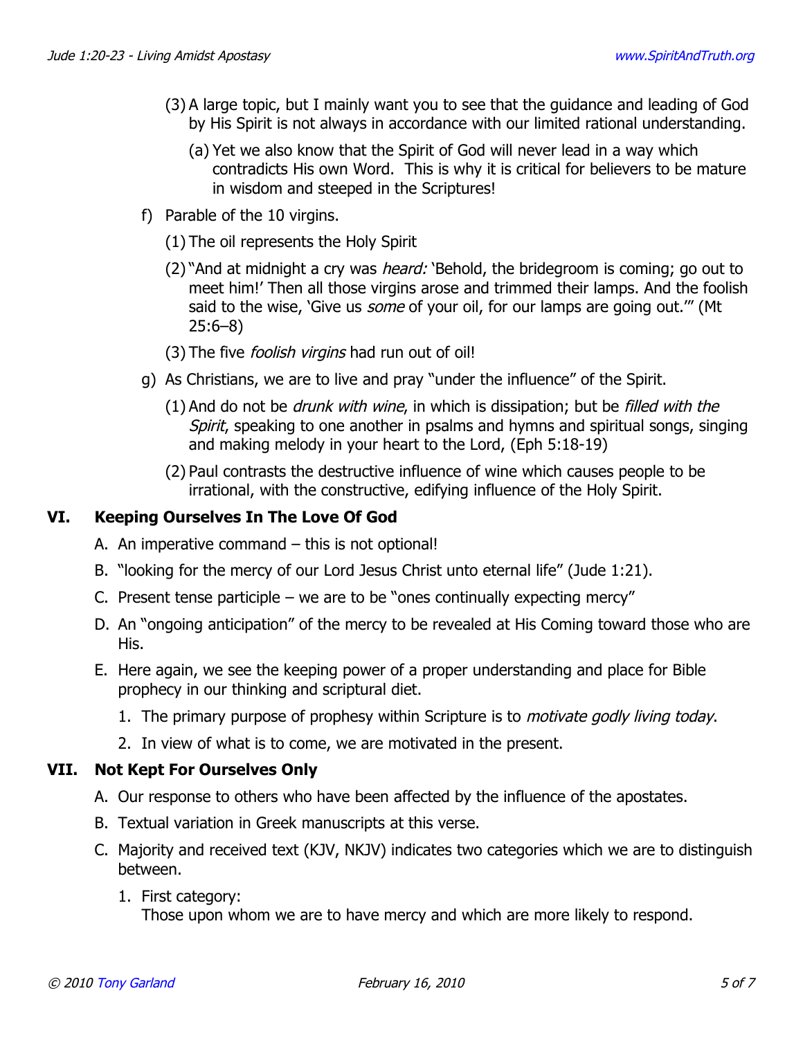(3) A large topic, but I mainly want you to see that the guidance and leading of God by His Spirit is not always in accordance with our limited rational understanding.

(a) Yet we also know that the Spirit of God will never lead in a way which contradicts His own Word. This is why it is critical for believers to be mature in wisdom and steeped in the Scriptures!

f) Parable of the 10 virgins.

(1) The oil represents the Holy Spirit

(2) "And at midnight a cry was *heard:* 'Behold, the bridegroom is coming; go out to meet him!' Then all those virgins arose and trimmed their lamps. And the foolish said to the wise, 'Give us *some* of your oil, for our lamps are going out.'" (Mt 25:6–8)

(3) The five *foolish virgins* had run out of oil!

g) As Christians, we are to live and pray "under the influence" of the Spirit.

(1) And do not be *drunk with wine*, in which is dissipation; but be *filled with the Spirit*, speaking to one another in psalms and hymns and spiritual songs, singing and making melody in your heart to the Lord, (Eph 5:18-19)

(2) Paul contrasts the destructive influence of wine which causes people to be irrational, with the constructive, edifying influence of the Holy Spirit.

## VI. Keeping Ourselves In The Love Of God

A. An imperative command – this is not optional!

B. "looking for the mercy of our Lord Jesus Christ unto eternal life" (Jude 1:21).

C. Present tense participle – we are to be "ones continually expecting mercy"

D. An "ongoing anticipation" of the mercy to be revealed at His Coming toward those who are His.

E. Here again, we see the keeping power of a proper understanding and place for Bible prophecy in our thinking and scriptural diet.

1. The primary purpose of prophesy within Scripture is to *motivate godly living today*.
2. In view of what is to come, we are motivated in the present.

## VII. Not Kept For Ourselves Only

A. Our response to others who have been affected by the influence of the apostates.

B. Textual variation in Greek manuscripts at this verse.

C. Majority and received text (KJV, NKJV) indicates two categories which we are to distinguish between.

1. First category:
   Those upon whom we are to have mercy and which are more likely to respond.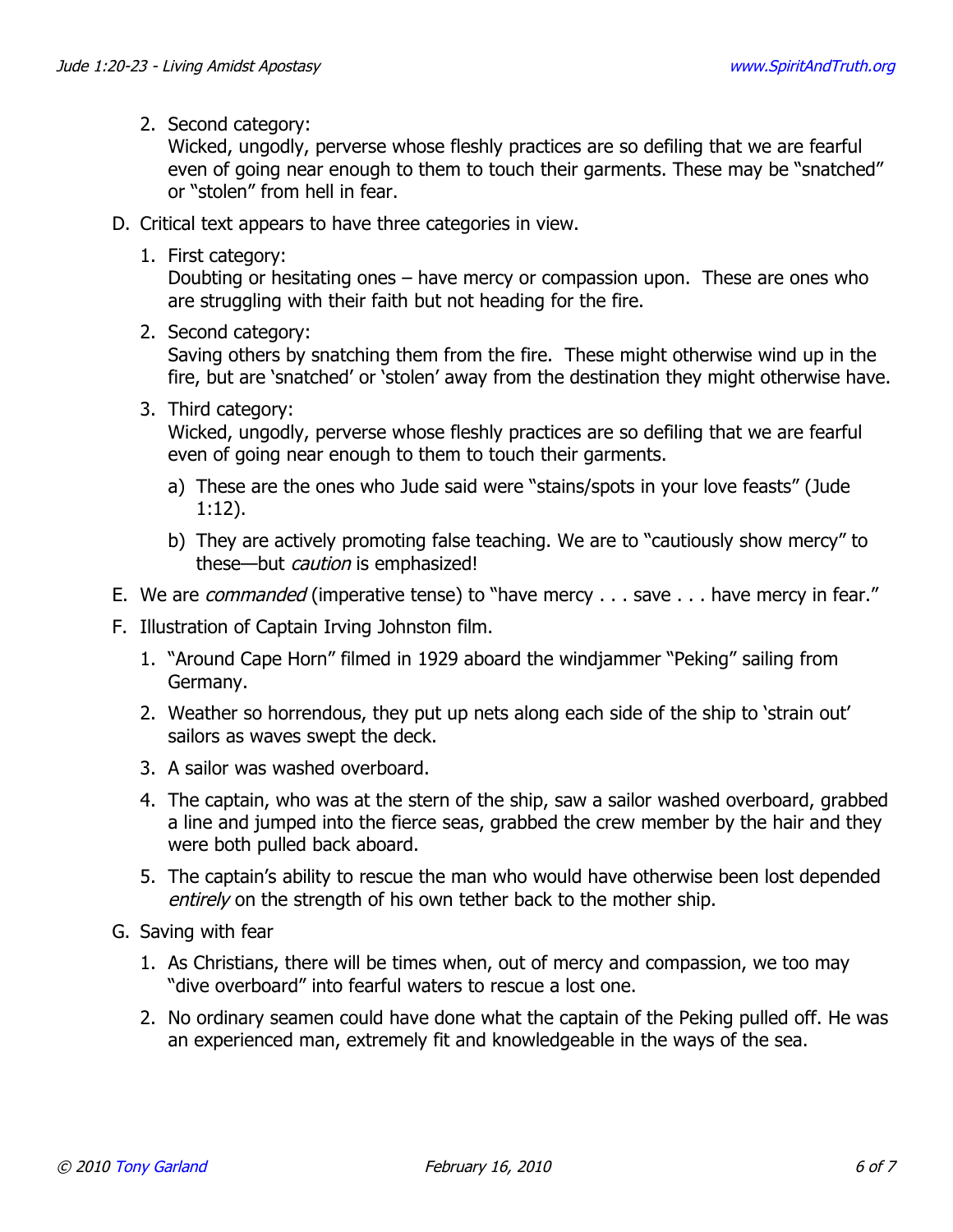2. Second category:
   Wicked, ungodly, perverse whose fleshly practices are so defiling that we are fearful even of going near enough to them to touch their garments. These may be "snatched" or "stolen" from hell in fear.

D. Critical text appears to have three categories in view.

   1. First category:
      Doubting or hesitating ones – have mercy or compassion upon. These are ones who are struggling with their faith but not heading for the fire.

   2. Second category:
      Saving others by snatching them from the fire. These might otherwise wind up in the fire, but are 'snatched' or 'stolen' away from the destination they might otherwise have.

   3. Third category:
      Wicked, ungodly, perverse whose fleshly practices are so defiling that we are fearful even of going near enough to them to touch their garments.

      a) These are the ones who Jude said were "stains/spots in your love feasts" (Jude 1:12).

      b) They are actively promoting false teaching. We are to "cautiously show mercy" to these—but *caution* is emphasized!

E. We are *commanded* (imperative tense) to "have mercy . . . save . . . have mercy in fear."

F. Illustration of Captain Irving Johnston film.

   1. "Around Cape Horn" filmed in 1929 aboard the windjammer "Peking" sailing from Germany.

   2. Weather so horrendous, they put up nets along each side of the ship to 'strain out' sailors as waves swept the deck.

   3. A sailor was washed overboard.

   4. The captain, who was at the stern of the ship, saw a sailor washed overboard, grabbed a line and jumped into the fierce seas, grabbed the crew member by the hair and they were both pulled back aboard.

   5. The captain's ability to rescue the man who would have otherwise been lost depended *entirely* on the strength of his own tether back to the mother ship.

G. Saving with fear

   1. As Christians, there will be times when, out of mercy and compassion, we too may "dive overboard" into fearful waters to rescue a lost one.

   2. No ordinary seamen could have done what the captain of the Peking pulled off. He was an experienced man, extremely fit and knowledgeable in the ways of the sea.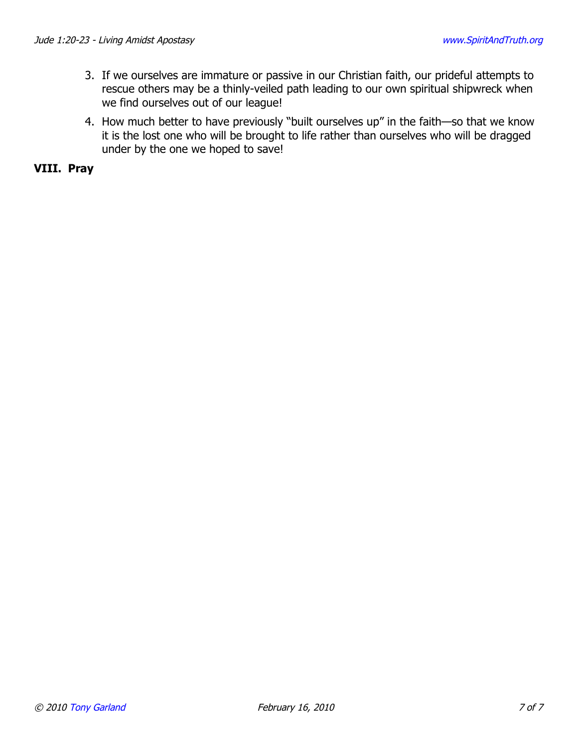3. If we ourselves are immature or passive in our Christian faith, our prideful attempts to rescue others may be a thinly-veiled path leading to our own spiritual shipwreck when we find ourselves out of our league!
4. How much better to have previously "built ourselves up" in the faith—so that we know it is the lost one who will be brought to life rather than ourselves who will be dragged under by the one we hoped to save!

## VIII. Pray